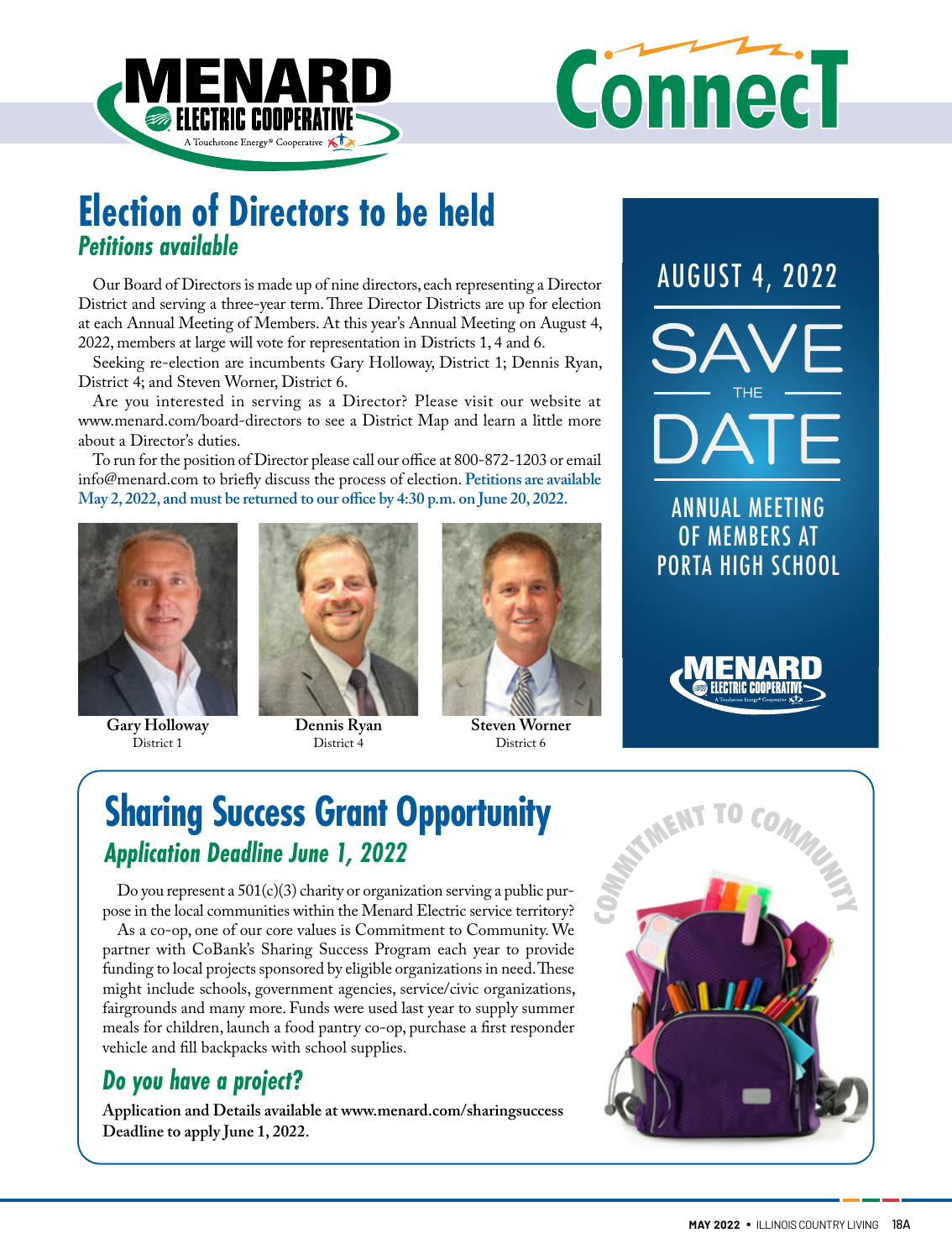# MENARD ELECTRIC COOPERATIVE

A Touchstone Energy® Cooperative

# ConnecT

## Election of Directors to be held

### *Petitions available*

Our Board of Directors is made up of nine directors, each representing a Director District and serving a three-year term. Three Director Districts are up for election at each Annual Meeting of Members. At this year's Annual Meeting on August 4, 2022, members at large will vote for representation in Districts 1, 4 and 6.

Seeking re-election are incumbents Gary Holloway, District 1; Dennis Ryan, District 4; and Steven Worner, District 6.

Are you interested in serving as a Director? Please visit our website at www.menard.com/board-directors to see a District Map and learn a little more about a Director's duties.

To run for the position of Director please call our office at 800-872-1203 or email info@menard.com to briefly discuss the process of election. **Petitions are available May 2, 2022, and must be returned to our office by 4:30 p.m. on June 20, 2022.**

**Gary Holloway**
District 1

**Dennis Ryan**
District 4

**Steven Worner**
District 6

AUGUST 4, 2022

SAVE THE DATE

ANNUAL MEETING OF MEMBERS AT PORTA HIGH SCHOOL

MENARD ELECTRIC COOPERATIVE

## Sharing Success Grant Opportunity

### *Application Deadline June 1, 2022*

Do you represent a 501(c)(3) charity or organization serving a public purpose in the local communities within the Menard Electric service territory?

As a co-op, one of our core values is Commitment to Community. We partner with CoBank's Sharing Success Program each year to provide funding to local projects sponsored by eligible organizations in need. These might include schools, government agencies, service/civic organizations, fairgrounds and many more. Funds were used last year to supply summer meals for children, launch a food pantry co-op, purchase a first responder vehicle and fill backpacks with school supplies.

COMMITMENT TO COMMUNITY

### *Do you have a project?*

**Application and Details available at www.menard.com/sharingsuccess**
**Deadline to apply June 1, 2022.**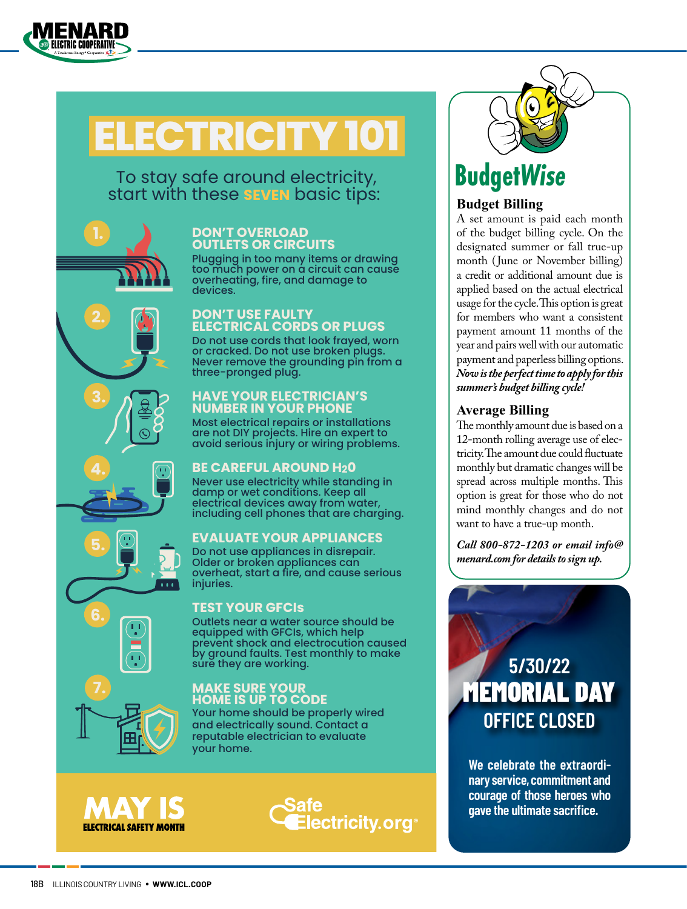MENARD ELECTRIC COOPERATIVE

# ELECTRICITY 101

To stay safe around electricity, start with these **SEVEN** basic tips:

### 1. DON'T OVERLOAD OUTLETS OR CIRCUITS

Plugging in too many items or drawing too much power on a circuit can cause overheating, fire, and damage to devices.

### 2. DON'T USE FAULTY ELECTRICAL CORDS OR PLUGS

Do not use cords that look frayed, worn or cracked. Do not use broken plugs. Never remove the grounding pin from a three-pronged plug.

### 3. HAVE YOUR ELECTRICIAN'S NUMBER IN YOUR PHONE

Most electrical repairs or installations are not DIY projects. Hire an expert to avoid serious injury or wiring problems.

### 4. BE CAREFUL AROUND $H_2O$

Never use electricity while standing in damp or wet conditions. Keep all electrical devices away from water, including cell phones that are charging.

### 5. EVALUATE YOUR APPLIANCES

Do not use appliances in disrepair. Older or broken appliances can overheat, start a fire, and cause serious injuries.

### 6. TEST YOUR GFCIs

Outlets near a water source should be equipped with GFCIs, which help prevent shock and electrocution caused by ground faults. Test monthly to make sure they are working.

### 7. MAKE SURE YOUR HOME IS UP TO CODE

Your home should be properly wired and electrically sound. Contact a reputable electrician to evaluate your home.

**MAY IS ELECTRICAL SAFETY MONTH**

SafeElectricity.org®

## BudgetWise

### Budget Billing

A set amount is paid each month of the budget billing cycle. On the designated summer or fall true-up month (June or November billing) a credit or additional amount due is applied based on the actual electrical usage for the cycle. This option is great for members who want a consistent payment amount 11 months of the year and pairs well with our automatic payment and paperless billing options. ***Now is the perfect time to apply for this summer's budget billing cycle!***

### Average Billing

The monthly amount due is based on a 12-month rolling average use of electricity. The amount due could fluctuate monthly but dramatic changes will be spread across multiple months. This option is great for those who do not mind monthly changes and do not want to have a true-up month.

***Call 800-872-1203 or email info@menard.com for details to sign up.***

## 5/30/22 MEMORIAL DAY OFFICE CLOSED

**We celebrate the extraordinary service, commitment and courage of those heroes who gave the ultimate sacrifice.**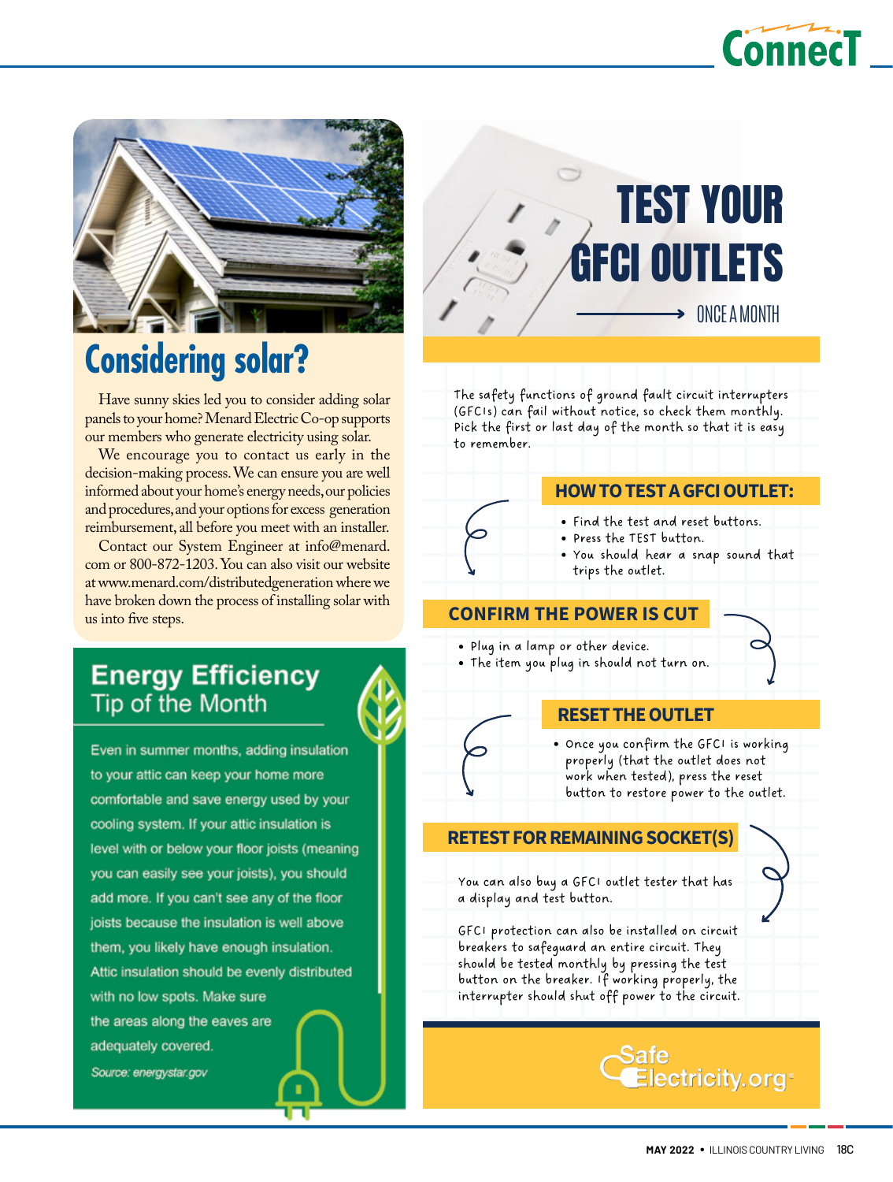## Considering solar?

Have sunny skies led you to consider adding solar panels to your home? Menard Electric Co-op supports our members who generate electricity using solar.

We encourage you to contact us early in the decision-making process. We can ensure you are well informed about your home's energy needs, our policies and procedures, and your options for excess generation reimbursement, all before you meet with an installer.

Contact our System Engineer at info@menard.com or 800-872-1203. You can also visit our website at www.menard.com/distributedgeneration where we have broken down the process of installing solar with us into five steps.

## Energy Efficiency Tip of the Month

Even in summer months, adding insulation to your attic can keep your home more comfortable and save energy used by your cooling system. If your attic insulation is level with or below your floor joists (meaning you can easily see your joists), you should add more. If you can't see any of the floor joists because the insulation is well above them, you likely have enough insulation. Attic insulation should be evenly distributed with no low spots. Make sure the areas along the eaves are adequately covered.

*Source: energystar.gov*

# TEST YOUR GFCI OUTLETS

ONCE A MONTH

The safety functions of ground fault circuit interrupters (GFCIs) can fail without notice, so check them monthly. Pick the first or last day of the month so that it is easy to remember.

### HOW TO TEST A GFCI OUTLET:

- Find the test and reset buttons.
- Press the TEST button.
- You should hear a snap sound that trips the outlet.

### CONFIRM THE POWER IS CUT

- Plug in a lamp or other device.
- The item you plug in should not turn on.

### RESET THE OUTLET

- Once you confirm the GFCI is working properly (that the outlet does not work when tested), press the reset button to restore power to the outlet.

### RETEST FOR REMAINING SOCKET(S)

You can also buy a GFCI outlet tester that has a display and test button.

GFCI protection can also be installed on circuit breakers to safeguard an entire circuit. They should be tested monthly by pressing the test button on the breaker. If working properly, the interrupter should shut off power to the circuit.

SafeElectricity.org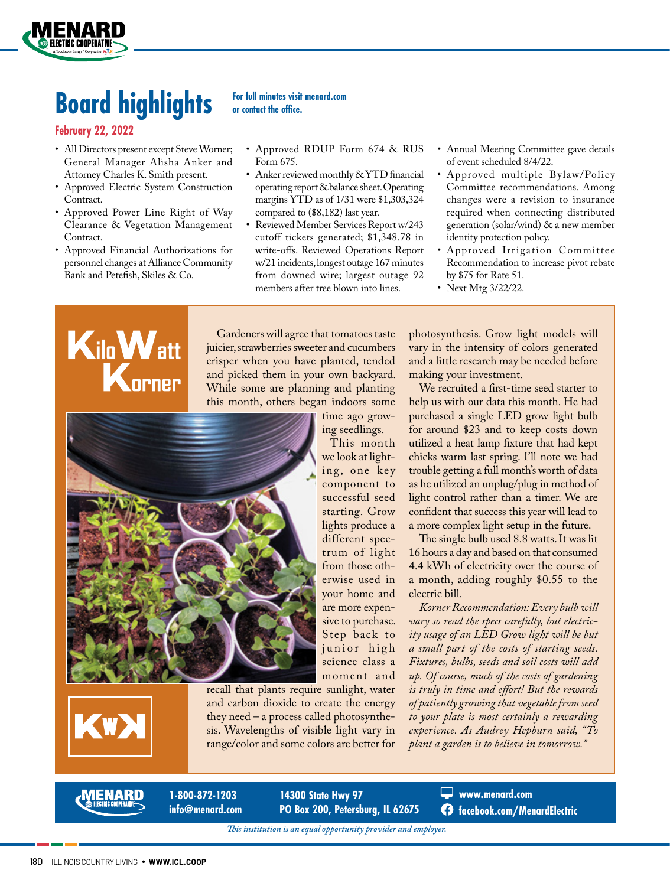# Board highlights

**For full minutes visit menard.com or contact the office.**

## February 22, 2022

- All Directors present except Steve Worner; General Manager Alisha Anker and Attorney Charles K. Smith present.
- Approved Electric System Construction Contract.
- Approved Power Line Right of Way Clearance & Vegetation Management Contract.
- Approved Financial Authorizations for personnel changes at Alliance Community Bank and Petefish, Skiles & Co.
- Approved RDUP Form 674 & RUS Form 675.
- Anker reviewed monthly & YTD financial operating report & balance sheet. Operating margins YTD as of 1/31 were $1,303,324 compared to ($8,182) last year.
- Reviewed Member Services Report w/243 cutoff tickets generated; $1,348.78 in write-offs. Reviewed Operations Report w/21 incidents, longest outage 167 minutes from downed wire; largest outage 92 members after tree blown into lines.
- Annual Meeting Committee gave details of event scheduled 8/4/22.
- Approved multiple Bylaw/Policy Committee recommendations. Among changes were a revision to insurance required when connecting distributed generation (solar/wind) & a new member identity protection policy.
- Approved Irrigation Committee Recommendation to increase pivot rebate by $75 for Rate 51.
- Next Mtg 3/22/22.

# KiloWatt Korner

Gardeners will agree that tomatoes taste juicier, strawberries sweeter and cucumbers crisper when you have planted, tended and picked them in your own backyard. While some are planning and planting this month, others began indoors some time ago growing seedlings.

This month we look at lighting, one key component to successful seed starting. Grow lights produce a different spectrum of light from those otherwise used in your home and are more expensive to purchase. Step back to junior high science class a moment and recall that plants require sunlight, water and carbon dioxide to create the energy they need – a process called photosynthesis. Wavelengths of visible light vary in range/color and some colors are better for photosynthesis. Grow light models will vary in the intensity of colors generated and a little research may be needed before making your investment.

We recruited a first-time seed starter to help us with our data this month. He had purchased a single LED grow light bulb for around $23 and to keep costs down utilized a heat lamp fixture that had kept chicks warm last spring. I'll note we had trouble getting a full month's worth of data as he utilized an unplug/plug in method of light control rather than a timer. We are confident that success this year will lead to a more complex light setup in the future.

The single bulb used 8.8 watts. It was lit 16 hours a day and based on that consumed 4.4 kWh of electricity over the course of a month, adding roughly $0.55 to the electric bill.

*Korner Recommendation: Every bulb will vary so read the specs carefully, but electricity usage of an LED Grow light will be but a small part of the costs of starting seeds. Fixtures, bulbs, seeds and soil costs will add up. Of course, much of the costs of gardening is truly in time and effort! But the rewards of patiently growing that vegetable from seed to your plate is most certainly a rewarding experience. As Audrey Hepburn said, "To plant a garden is to believe in tomorrow."*

**MENARD ELECTRIC COOPERATIVE**
**1-800-872-1203** | **info@menard.com**
**14300 State Hwy 97** | **PO Box 200, Petersburg, IL 62675**
**www.menard.com** | **facebook.com/MenardElectric**

*This institution is an equal opportunity provider and employer.*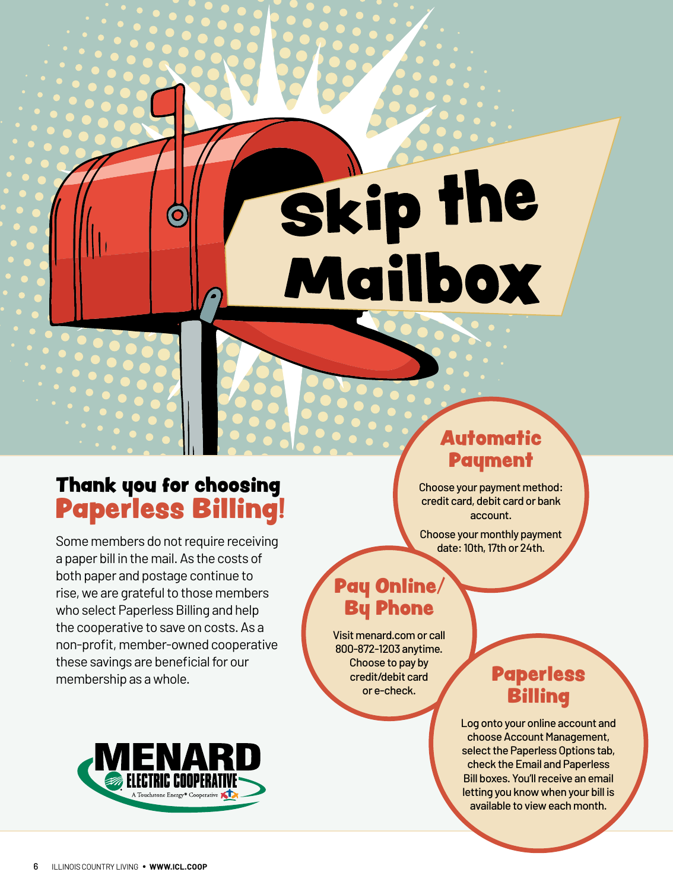# Skip the Mailbox

## Thank you for choosing Paperless Billing!

Some members do not require receiving a paper bill in the mail. As the costs of both paper and postage continue to rise, we are grateful to those members who select Paperless Billing and help the cooperative to save on costs. As a non-profit, member-owned cooperative these savings are beneficial for our membership as a whole.

### Automatic Payment

Choose your payment method: credit card, debit card or bank account.

Choose your monthly payment date: 10th, 17th or 24th.

### Pay Online/ By Phone

Visit menard.com or call 800-872-1203 anytime. Choose to pay by credit/debit card or e-check.

### Paperless Billing

Log onto your online account and choose Account Management, select the Paperless Options tab, check the Email and Paperless Bill boxes. You'll receive an email letting you know when your bill is available to view each month.

MENARD ELECTRIC COOPERATIVE
A Touchstone Energy® Cooperative